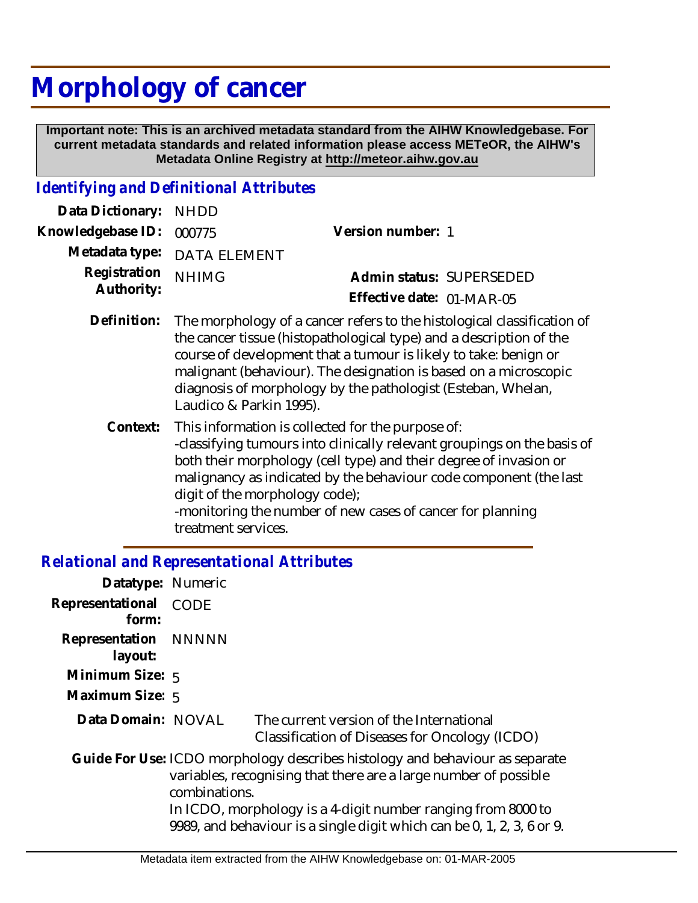# Morphology of cancer

**Important note: This is an archived metadata standard from the AIHW Knowledgebase. For current metadata standards and related information please access METeOR, the AIHW's Metadata Online Registry at http://meteor.aihw.gov.au**

## *Identifying and Definitional Attributes*

**Data Dictionary:** NHDD

**Knowledgebase ID:** 000775

**Version number:** 1

**Metadata type:** DATA ELEMENT

**Registration Authority:** NHIMG

**Admin status:** SUPERSEDED

**Effective date:** 01-MAR-05

**Definition:** The morphology of a cancer refers to the histological classification of the cancer tissue (histopathological type) and a description of the course of development that a tumour is likely to take: benign or malignant (behaviour). The designation is based on a microscopic diagnosis of morphology by the pathologist (Esteban, Whelan, Laudico & Parkin 1995).

**Context:** This information is collected for the purpose of:
-classifying tumours into clinically relevant groupings on the basis of both their morphology (cell type) and their degree of invasion or malignancy as indicated by the behaviour code component (the last digit of the morphology code);
-monitoring the number of new cases of cancer for planning treatment services.

## *Relational and Representational Attributes*

**Datatype:** Numeric

**Representational form:** CODE

**Representation layout:** NNNNN

**Minimum Size:** 5

**Maximum Size:** 5

**Data Domain:** NOVAL — The current version of the International Classification of Diseases for Oncology (ICDO)

**Guide For Use:** ICDO morphology describes histology and behaviour as separate variables, recognising that there are a large number of possible combinations.
In ICDO, morphology is a 4-digit number ranging from 8000 to 9989, and behaviour is a single digit which can be 0, 1, 2, 3, 6 or 9.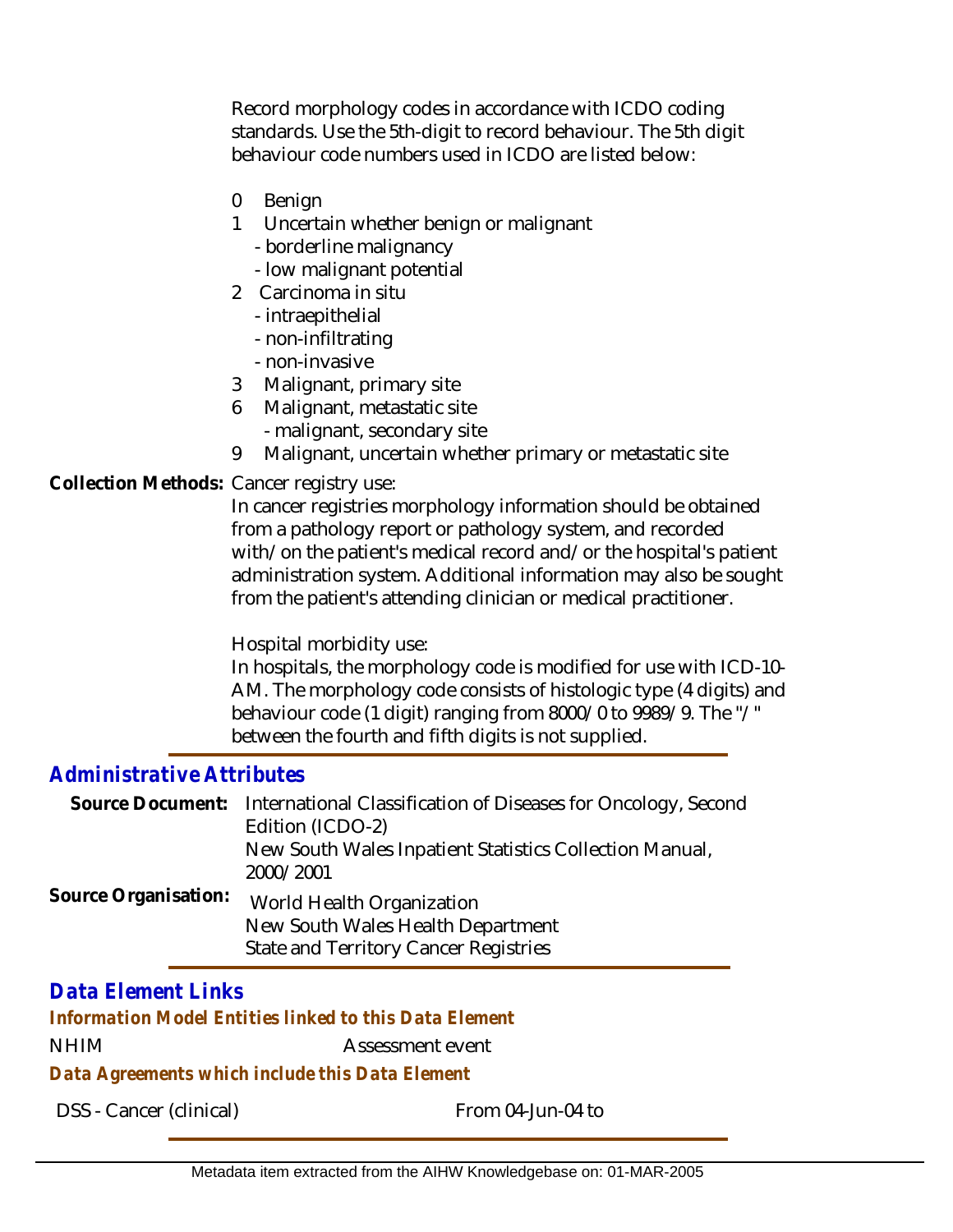Record morphology codes in accordance with ICDO coding standards. Use the 5th-digit to record behaviour. The 5th digit behaviour code numbers used in ICDO are listed below:

0 Benign
1 Uncertain whether benign or malignant
- borderline malignancy
- low malignant potential
2 Carcinoma in situ
- intraepithelial
- non-infiltrating
- non-invasive
3 Malignant, primary site
6 Malignant, metastatic site
- malignant, secondary site
9 Malignant, uncertain whether primary or metastatic site

**Collection Methods:** Cancer registry use:

In cancer registries morphology information should be obtained from a pathology report or pathology system, and recorded with/on the patient's medical record and/or the hospital's patient administration system. Additional information may also be sought from the patient's attending clinician or medical practitioner.

Hospital morbidity use:

In hospitals, the morphology code is modified for use with ICD-10-AM. The morphology code consists of histologic type (4 digits) and behaviour code (1 digit) ranging from 8000/0 to 9989/9. The "/" between the fourth and fifth digits is not supplied.

## Administrative Attributes

**Source Document:** International Classification of Diseases for Oncology, Second Edition (ICDO-2)
New South Wales Inpatient Statistics Collection Manual, 2000/2001

**Source Organisation:** World Health Organization
New South Wales Health Department
State and Territory Cancer Registries

## Data Element Links

### Information Model Entities linked to this Data Element

NHIM Assessment event

### Data Agreements which include this Data Element

DSS - Cancer (clinical) From 04-Jun-04 to

Metadata item extracted from the AIHW Knowledgebase on: 01-MAR-2005